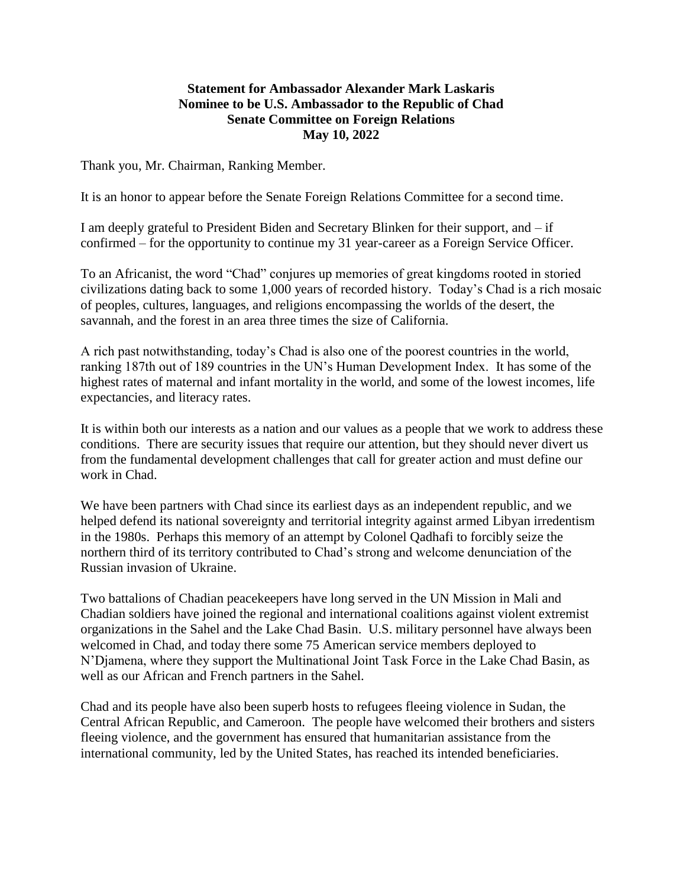**Statement for Ambassador Alexander Mark Laskaris**
**Nominee to be U.S. Ambassador to the Republic of Chad**
**Senate Committee on Foreign Relations**
**May 10, 2022**

Thank you, Mr. Chairman, Ranking Member.

It is an honor to appear before the Senate Foreign Relations Committee for a second time.

I am deeply grateful to President Biden and Secretary Blinken for their support, and – if confirmed – for the opportunity to continue my 31 year-career as a Foreign Service Officer.

To an Africanist, the word "Chad" conjures up memories of great kingdoms rooted in storied civilizations dating back to some 1,000 years of recorded history. Today's Chad is a rich mosaic of peoples, cultures, languages, and religions encompassing the worlds of the desert, the savannah, and the forest in an area three times the size of California.

A rich past notwithstanding, today's Chad is also one of the poorest countries in the world, ranking 187th out of 189 countries in the UN's Human Development Index. It has some of the highest rates of maternal and infant mortality in the world, and some of the lowest incomes, life expectancies, and literacy rates.

It is within both our interests as a nation and our values as a people that we work to address these conditions. There are security issues that require our attention, but they should never divert us from the fundamental development challenges that call for greater action and must define our work in Chad.

We have been partners with Chad since its earliest days as an independent republic, and we helped defend its national sovereignty and territorial integrity against armed Libyan irredentism in the 1980s. Perhaps this memory of an attempt by Colonel Qadhafi to forcibly seize the northern third of its territory contributed to Chad's strong and welcome denunciation of the Russian invasion of Ukraine.

Two battalions of Chadian peacekeepers have long served in the UN Mission in Mali and Chadian soldiers have joined the regional and international coalitions against violent extremist organizations in the Sahel and the Lake Chad Basin. U.S. military personnel have always been welcomed in Chad, and today there some 75 American service members deployed to N'Djamena, where they support the Multinational Joint Task Force in the Lake Chad Basin, as well as our African and French partners in the Sahel.

Chad and its people have also been superb hosts to refugees fleeing violence in Sudan, the Central African Republic, and Cameroon. The people have welcomed their brothers and sisters fleeing violence, and the government has ensured that humanitarian assistance from the international community, led by the United States, has reached its intended beneficiaries.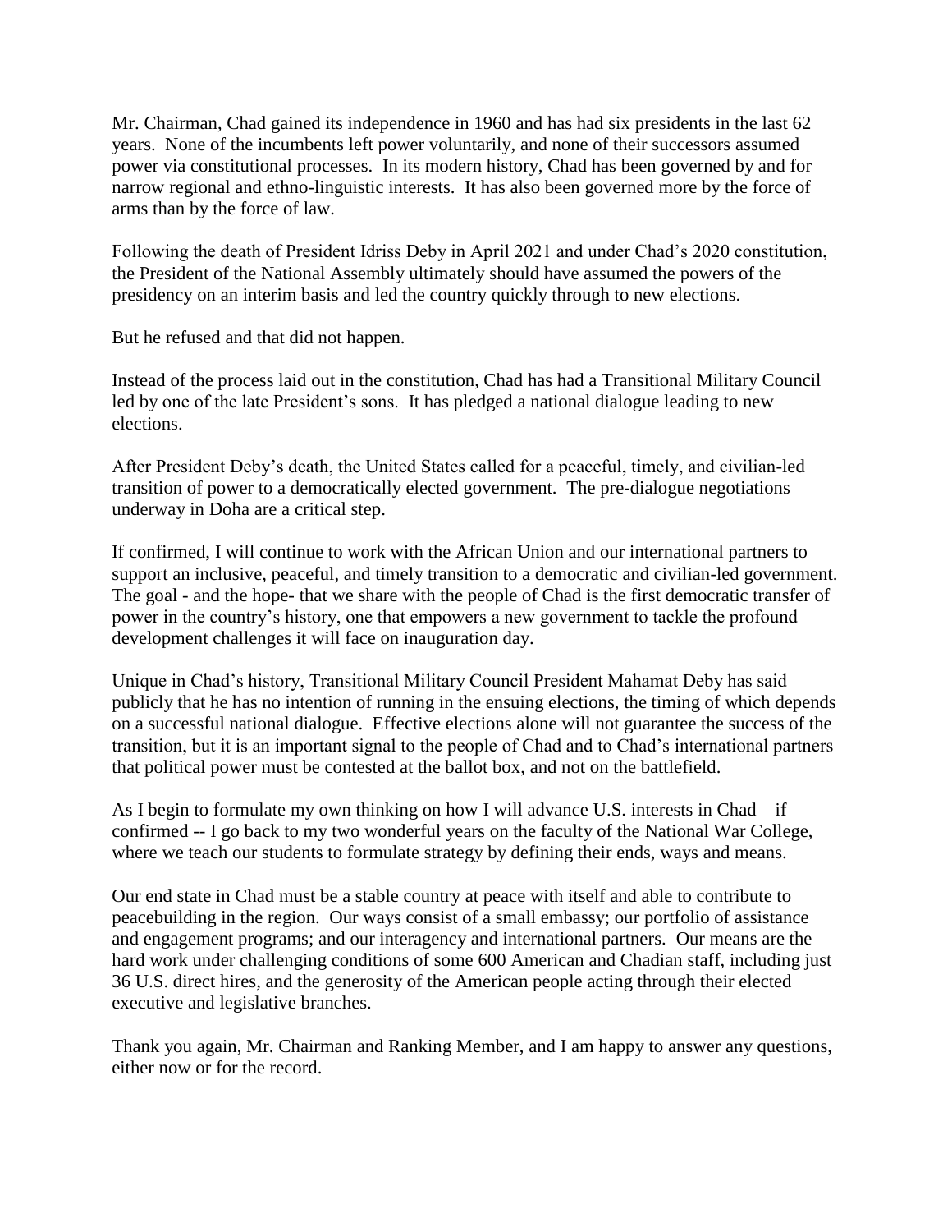Mr. Chairman, Chad gained its independence in 1960 and has had six presidents in the last 62 years. None of the incumbents left power voluntarily, and none of their successors assumed power via constitutional processes. In its modern history, Chad has been governed by and for narrow regional and ethno-linguistic interests. It has also been governed more by the force of arms than by the force of law.

Following the death of President Idriss Deby in April 2021 and under Chad's 2020 constitution, the President of the National Assembly ultimately should have assumed the powers of the presidency on an interim basis and led the country quickly through to new elections.

But he refused and that did not happen.

Instead of the process laid out in the constitution, Chad has had a Transitional Military Council led by one of the late President's sons. It has pledged a national dialogue leading to new elections.

After President Deby's death, the United States called for a peaceful, timely, and civilian-led transition of power to a democratically elected government. The pre-dialogue negotiations underway in Doha are a critical step.

If confirmed, I will continue to work with the African Union and our international partners to support an inclusive, peaceful, and timely transition to a democratic and civilian-led government. The goal - and the hope- that we share with the people of Chad is the first democratic transfer of power in the country's history, one that empowers a new government to tackle the profound development challenges it will face on inauguration day.

Unique in Chad's history, Transitional Military Council President Mahamat Deby has said publicly that he has no intention of running in the ensuing elections, the timing of which depends on a successful national dialogue. Effective elections alone will not guarantee the success of the transition, but it is an important signal to the people of Chad and to Chad's international partners that political power must be contested at the ballot box, and not on the battlefield.

As I begin to formulate my own thinking on how I will advance U.S. interests in Chad – if confirmed -- I go back to my two wonderful years on the faculty of the National War College, where we teach our students to formulate strategy by defining their ends, ways and means.

Our end state in Chad must be a stable country at peace with itself and able to contribute to peacebuilding in the region. Our ways consist of a small embassy; our portfolio of assistance and engagement programs; and our interagency and international partners. Our means are the hard work under challenging conditions of some 600 American and Chadian staff, including just 36 U.S. direct hires, and the generosity of the American people acting through their elected executive and legislative branches.

Thank you again, Mr. Chairman and Ranking Member, and I am happy to answer any questions, either now or for the record.